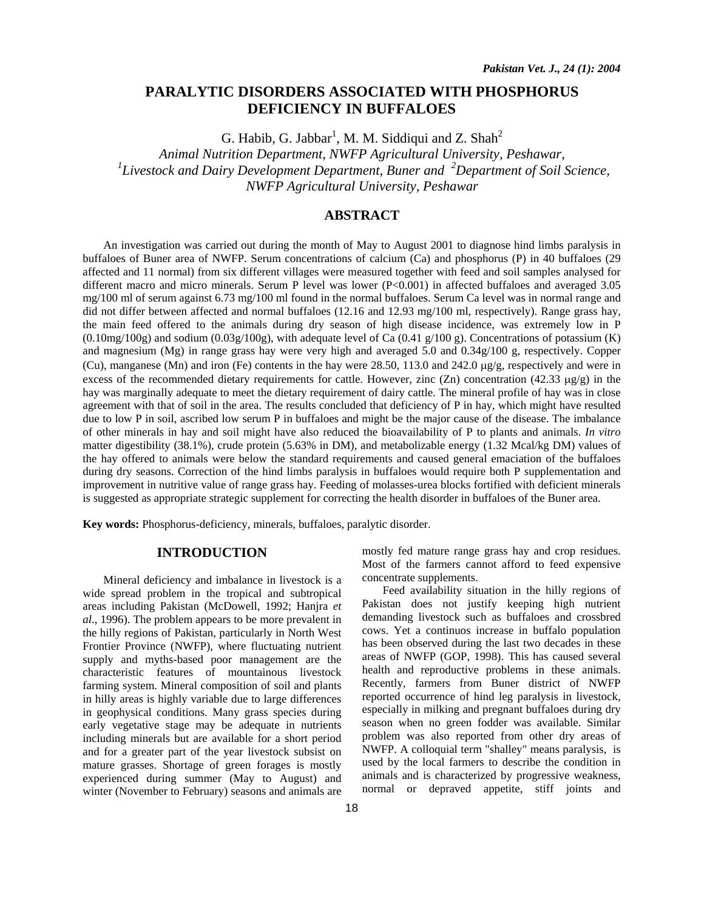# PARALYTIC DISORDERS ASSOCIATED WITH PHOSPHORUS DEFICIENCY IN BUFFALOES

G. Habib, G. Jabbar[1], M. M. Siddiqui and Z. Shah[2]

*Animal Nutrition Department, NWFP Agricultural University, Peshawar,*
*[1]Livestock and Dairy Development Department, Buner and [2]Department of Soil Science, NWFP Agricultural University, Peshawar*

## ABSTRACT

An investigation was carried out during the month of May to August 2001 to diagnose hind limbs paralysis in buffaloes of Buner area of NWFP. Serum concentrations of calcium (Ca) and phosphorus (P) in 40 buffaloes (29 affected and 11 normal) from six different villages were measured together with feed and soil samples analysed for different macro and micro minerals. Serum P level was lower ($P<0.001$) in affected buffaloes and averaged 3.05 mg/100 ml of serum against 6.73 mg/100 ml found in the normal buffaloes. Serum Ca level was in normal range and did not differ between affected and normal buffaloes (12.16 and 12.93 mg/100 ml, respectively). Range grass hay, the main feed offered to the animals during dry season of high disease incidence, was extremely low in P (0.10mg/100g) and sodium (0.03g/100g), with adequate level of Ca (0.41 g/100 g). Concentrations of potassium (K) and magnesium (Mg) in range grass hay were very high and averaged 5.0 and 0.34g/100 g, respectively. Copper (Cu), manganese (Mn) and iron (Fe) contents in the hay were 28.50, 113.0 and 242.0 μg/g, respectively and were in excess of the recommended dietary requirements for cattle. However, zinc (Zn) concentration (42.33 μg/g) in the hay was marginally adequate to meet the dietary requirement of dairy cattle. The mineral profile of hay was in close agreement with that of soil in the area. The results concluded that deficiency of P in hay, which might have resulted due to low P in soil, ascribed low serum P in buffaloes and might be the major cause of the disease. The imbalance of other minerals in hay and soil might have also reduced the bioavailability of P to plants and animals. *In vitro* matter digestibility (38.1%), crude protein (5.63% in DM), and metabolizable energy (1.32 Mcal/kg DM) values of the hay offered to animals were below the standard requirements and caused general emaciation of the buffaloes during dry seasons. Correction of the hind limbs paralysis in buffaloes would require both P supplementation and improvement in nutritive value of range grass hay. Feeding of molasses-urea blocks fortified with deficient minerals is suggested as appropriate strategic supplement for correcting the health disorder in buffaloes of the Buner area.

**Key words:** Phosphorus-deficiency, minerals, buffaloes, paralytic disorder.

## INTRODUCTION

Mineral deficiency and imbalance in livestock is a wide spread problem in the tropical and subtropical areas including Pakistan (McDowell, 1992; Hanjra *et al*., 1996). The problem appears to be more prevalent in the hilly regions of Pakistan, particularly in North West Frontier Province (NWFP), where fluctuating nutrient supply and myths-based poor management are the characteristic features of mountainous livestock farming system. Mineral composition of soil and plants in hilly areas is highly variable due to large differences in geophysical conditions. Many grass species during early vegetative stage may be adequate in nutrients including minerals but are available for a short period and for a greater part of the year livestock subsist on mature grasses. Shortage of green forages is mostly experienced during summer (May to August) and winter (November to February) seasons and animals are mostly fed mature range grass hay and crop residues. Most of the farmers cannot afford to feed expensive concentrate supplements.

Feed availability situation in the hilly regions of Pakistan does not justify keeping high nutrient demanding livestock such as buffaloes and crossbred cows. Yet a continuos increase in buffalo population has been observed during the last two decades in these areas of NWFP (GOP, 1998). This has caused several health and reproductive problems in these animals. Recently, farmers from Buner district of NWFP reported occurrence of hind leg paralysis in livestock, especially in milking and pregnant buffaloes during dry season when no green fodder was available. Similar problem was also reported from other dry areas of NWFP. A colloquial term "shalley" means paralysis, is used by the local farmers to describe the condition in animals and is characterized by progressive weakness, normal or depraved appetite, stiff joints and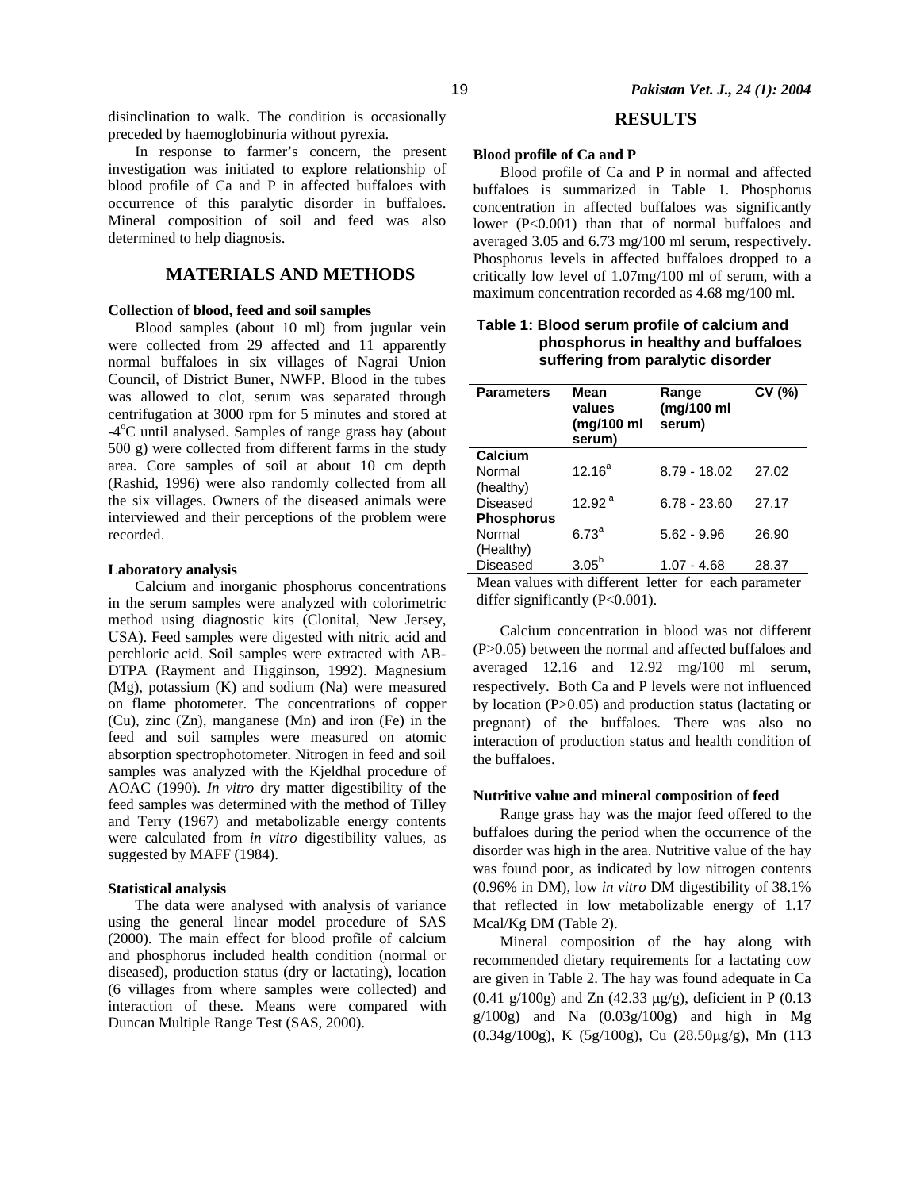disinclination to walk. The condition is occasionally preceded by haemoglobinuria without pyrexia.

In response to farmer's concern, the present investigation was initiated to explore relationship of blood profile of Ca and P in affected buffaloes with occurrence of this paralytic disorder in buffaloes. Mineral composition of soil and feed was also determined to help diagnosis.

## MATERIALS AND METHODS

### Collection of blood, feed and soil samples

Blood samples (about 10 ml) from jugular vein were collected from 29 affected and 11 apparently normal buffaloes in six villages of Nagrai Union Council, of District Buner, NWFP. Blood in the tubes was allowed to clot, serum was separated through centrifugation at 3000 rpm for 5 minutes and stored at -4°C until analysed. Samples of range grass hay (about 500 g) were collected from different farms in the study area. Core samples of soil at about 10 cm depth (Rashid, 1996) were also randomly collected from all the six villages. Owners of the diseased animals were interviewed and their perceptions of the problem were recorded.

### Laboratory analysis

Calcium and inorganic phosphorus concentrations in the serum samples were analyzed with colorimetric method using diagnostic kits (Clonital, New Jersey, USA). Feed samples were digested with nitric acid and perchloric acid. Soil samples were extracted with AB-DTPA (Rayment and Higginson, 1992). Magnesium (Mg), potassium (K) and sodium (Na) were measured on flame photometer. The concentrations of copper (Cu), zinc (Zn), manganese (Mn) and iron (Fe) in the feed and soil samples were measured on atomic absorption spectrophotometer. Nitrogen in feed and soil samples was analyzed with the Kjeldhal procedure of AOAC (1990). *In vitro* dry matter digestibility of the feed samples was determined with the method of Tilley and Terry (1967) and metabolizable energy contents were calculated from *in vitro* digestibility values, as suggested by MAFF (1984).

### Statistical analysis

The data were analysed with analysis of variance using the general linear model procedure of SAS (2000). The main effect for blood profile of calcium and phosphorus included health condition (normal or diseased), production status (dry or lactating), location (6 villages from where samples were collected) and interaction of these. Means were compared with Duncan Multiple Range Test (SAS, 2000).

## RESULTS

### Blood profile of Ca and P

Blood profile of Ca and P in normal and affected buffaloes is summarized in Table 1. Phosphorus concentration in affected buffaloes was significantly lower ($P<0.001$) than that of normal buffaloes and averaged 3.05 and 6.73 mg/100 ml serum, respectively. Phosphorus levels in affected buffaloes dropped to a critically low level of 1.07mg/100 ml of serum, with a maximum concentration recorded as 4.68 mg/100 ml.

**Table 1: Blood serum profile of calcium and phosphorus in healthy and buffaloes suffering from paralytic disorder**

| Parameters | Mean values (mg/100 ml serum) | Range (mg/100 ml serum) | CV (%) |
|---|---|---|---|
| **Calcium** | | | |
| Normal (healthy) | 12.16[a] | 8.79 - 18.02 | 27.02 |
| Diseased | 12.92[a] | 6.78 - 23.60 | 27.17 |
| **Phosphorus** | | | |
| Normal (Healthy) | 6.73[a] | 5.62 - 9.96 | 26.90 |
| Diseased | 3.05[b] | 1.07 - 4.68 | 28.37 |

Mean values with different letter for each parameter differ significantly ($P<0.001$).

Calcium concentration in blood was not different ($P>0.05$) between the normal and affected buffaloes and averaged 12.16 and 12.92 mg/100 ml serum, respectively. Both Ca and P levels were not influenced by location ($P>0.05$) and production status (lactating or pregnant) of the buffaloes. There was also no interaction of production status and health condition of the buffaloes.

### Nutritive value and mineral composition of feed

Range grass hay was the major feed offered to the buffaloes during the period when the occurrence of the disorder was high in the area. Nutritive value of the hay was found poor, as indicated by low nitrogen contents (0.96% in DM), low *in vitro* DM digestibility of 38.1% that reflected in low metabolizable energy of 1.17 Mcal/Kg DM (Table 2).

Mineral composition of the hay along with recommended dietary requirements for a lactating cow are given in Table 2. The hay was found adequate in Ca (0.41 g/100g) and Zn (42.33 μg/g), deficient in P (0.13 g/100g) and Na (0.03g/100g) and high in Mg (0.34g/100g), K (5g/100g), Cu (28.50μg/g), Mn (113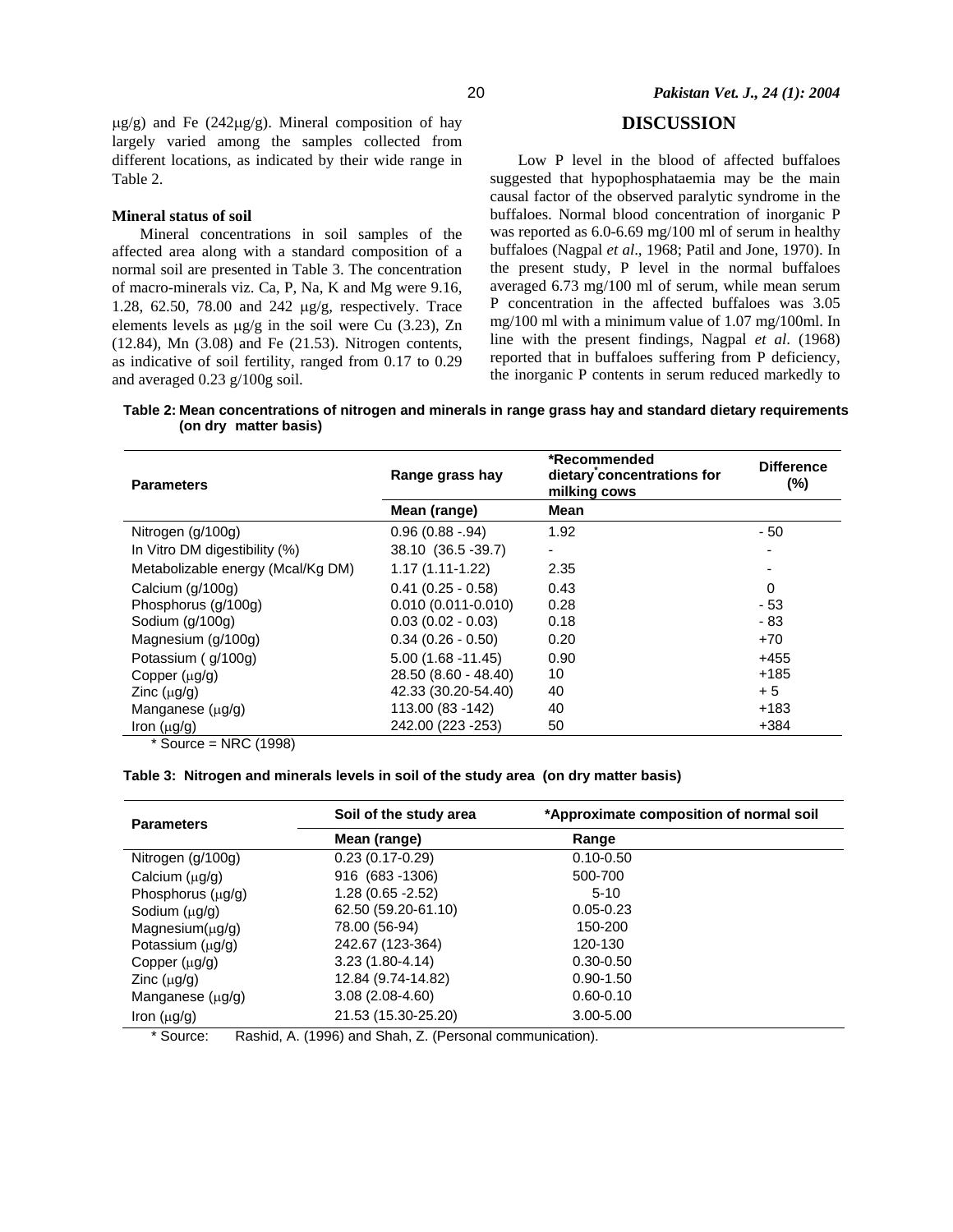μg/g) and Fe (242μg/g). Mineral composition of hay largely varied among the samples collected from different locations, as indicated by their wide range in Table 2.

**Mineral status of soil**

Mineral concentrations in soil samples of the affected area along with a standard composition of a normal soil are presented in Table 3. The concentration of macro-minerals viz. Ca, P, Na, K and Mg were 9.16, 1.28, 62.50, 78.00 and 242 μg/g, respectively. Trace elements levels as μg/g in the soil were Cu (3.23), Zn (12.84), Mn (3.08) and Fe (21.53). Nitrogen contents, as indicative of soil fertility, ranged from 0.17 to 0.29 and averaged 0.23 g/100g soil.

## DISCUSSION

Low P level in the blood of affected buffaloes suggested that hypophosphataemia may be the main causal factor of the observed paralytic syndrome in the buffaloes. Normal blood concentration of inorganic P was reported as 6.0-6.69 mg/100 ml of serum in healthy buffaloes (Nagpal *et al*., 1968; Patil and Jone, 1970). In the present study, P level in the normal buffaloes averaged 6.73 mg/100 ml of serum, while mean serum P concentration in the affected buffaloes was 3.05 mg/100 ml with a minimum value of 1.07 mg/100ml. In line with the present findings, Nagpal *et al*. (1968) reported that in buffaloes suffering from P deficiency, the inorganic P contents in serum reduced markedly to

**Table 2: Mean concentrations of nitrogen and minerals in range grass hay and standard dietary requirements (on dry matter basis)**

| Parameters | Range grass hay | *Recommended dietary* concentrations for milking cows | Difference (%) |
|---|---|---|---|
| | Mean (range) | Mean | |
| Nitrogen (g/100g) | 0.96 (0.88 -.94) | 1.92 | - 50 |
| In Vitro DM digestibility (%) | 38.10 (36.5 -39.7) | - | - |
| Metabolizable energy (Mcal/Kg DM) | 1.17 (1.11-1.22) | 2.35 | - |
| Calcium (g/100g) | 0.41 (0.25 - 0.58) | 0.43 | 0 |
| Phosphorus (g/100g) | 0.010 (0.011-0.010) | 0.28 | - 53 |
| Sodium (g/100g) | 0.03 (0.02 - 0.03) | 0.18 | - 83 |
| Magnesium (g/100g) | 0.34 (0.26 - 0.50) | 0.20 | +70 |
| Potassium ( g/100g) | 5.00 (1.68 -11.45) | 0.90 | +455 |
| Copper (μg/g) | 28.50 (8.60 - 48.40) | 10 | +185 |
| Zinc (μg/g) | 42.33 (30.20-54.40) | 40 | + 5 |
| Manganese (μg/g) | 113.00 (83 -142) | 40 | +183 |
| Iron (μg/g) | 242.00 (223 -253) | 50 | +384 |

\* Source = NRC (1998)

**Table 3: Nitrogen and minerals levels in soil of the study area (on dry matter basis)**

| Parameters | Soil of the study area | *Approximate composition of normal soil |
|---|---|---|
| | Mean (range) | Range |
| Nitrogen (g/100g) | 0.23 (0.17-0.29) | 0.10-0.50 |
| Calcium (μg/g) | 916 (683 -1306) | 500-700 |
| Phosphorus (μg/g) | 1.28 (0.65 -2.52) | 5-10 |
| Sodium (μg/g) | 62.50 (59.20-61.10) | 0.05-0.23 |
| Magnesium(μg/g) | 78.00 (56-94) | 150-200 |
| Potassium (μg/g) | 242.67 (123-364) | 120-130 |
| Copper (μg/g) | 3.23 (1.80-4.14) | 0.30-0.50 |
| Zinc (μg/g) | 12.84 (9.74-14.82) | 0.90-1.50 |
| Manganese (μg/g) | 3.08 (2.08-4.60) | 0.60-0.10 |
| Iron (μg/g) | 21.53 (15.30-25.20) | 3.00-5.00 |

\* Source: Rashid, A. (1996) and Shah, Z. (Personal communication).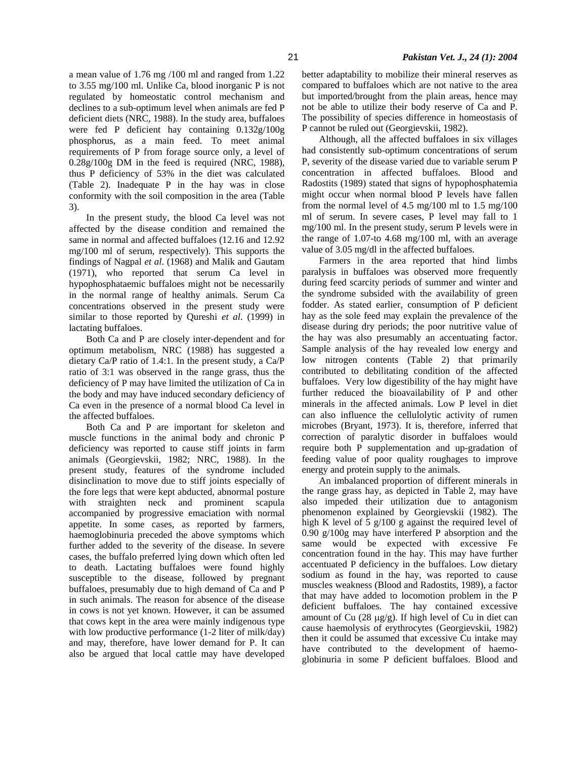a mean value of 1.76 mg /100 ml and ranged from 1.22 to 3.55 mg/100 ml. Unlike Ca, blood inorganic P is not regulated by homeostatic control mechanism and declines to a sub-optimum level when animals are fed P deficient diets (NRC, 1988). In the study area, buffaloes were fed P deficient hay containing 0.132g/100g phosphorus, as a main feed. To meet animal requirements of P from forage source only, a level of 0.28g/100g DM in the feed is required (NRC, 1988), thus P deficiency of 53% in the diet was calculated (Table 2). Inadequate P in the hay was in close conformity with the soil composition in the area (Table 3).

In the present study, the blood Ca level was not affected by the disease condition and remained the same in normal and affected buffaloes (12.16 and 12.92 mg/100 ml of serum, respectively). This supports the findings of Nagpal *et al*. (1968) and Malik and Gautam (1971), who reported that serum Ca level in hypophosphataemic buffaloes might not be necessarily in the normal range of healthy animals. Serum Ca concentrations observed in the present study were similar to those reported by Qureshi *et al*. (1999) in lactating buffaloes.

Both Ca and P are closely inter-dependent and for optimum metabolism, NRC (1988) has suggested a dietary Ca/P ratio of 1.4:1. In the present study, a Ca/P ratio of 3:1 was observed in the range grass, thus the deficiency of P may have limited the utilization of Ca in the body and may have induced secondary deficiency of Ca even in the presence of a normal blood Ca level in the affected buffaloes.

Both Ca and P are important for skeleton and muscle functions in the animal body and chronic P deficiency was reported to cause stiff joints in farm animals (Georgievskii, 1982; NRC, 1988). In the present study, features of the syndrome included disinclination to move due to stiff joints especially of the fore legs that were kept abducted, abnormal posture with straighten neck and prominent scapula accompanied by progressive emaciation with normal appetite. In some cases, as reported by farmers, haemoglobinuria preceded the above symptoms which further added to the severity of the disease. In severe cases, the buffalo preferred lying down which often led to death. Lactating buffaloes were found highly susceptible to the disease, followed by pregnant buffaloes, presumably due to high demand of Ca and P in such animals. The reason for absence of the disease in cows is not yet known. However, it can be assumed that cows kept in the area were mainly indigenous type with low productive performance (1-2 liter of milk/day) and may, therefore, have lower demand for P. It can also be argued that local cattle may have developed better adaptability to mobilize their mineral reserves as compared to buffaloes which are not native to the area but imported/brought from the plain areas, hence may not be able to utilize their body reserve of Ca and P. The possibility of species difference in homeostasis of P cannot be ruled out (Georgievskii, 1982).

Although, all the affected buffaloes in six villages had consistently sub-optimum concentrations of serum P, severity of the disease varied due to variable serum P concentration in affected buffaloes. Blood and Radostits (1989) stated that signs of hypophosphatemia might occur when normal blood P levels have fallen from the normal level of 4.5 mg/100 ml to 1.5 mg/100 ml of serum. In severe cases, P level may fall to 1 mg/100 ml. In the present study, serum P levels were in the range of 1.07-to 4.68 mg/100 ml, with an average value of 3.05 mg/dl in the affected buffaloes.

Farmers in the area reported that hind limbs paralysis in buffaloes was observed more frequently during feed scarcity periods of summer and winter and the syndrome subsided with the availability of green fodder. As stated earlier, consumption of P deficient hay as the sole feed may explain the prevalence of the disease during dry periods; the poor nutritive value of the hay was also presumably an accentuating factor. Sample analysis of the hay revealed low energy and low nitrogen contents (Table 2) that primarily contributed to debilitating condition of the affected buffaloes. Very low digestibility of the hay might have further reduced the bioavailability of P and other minerals in the affected animals. Low P level in diet can also influence the cellulolytic activity of rumen microbes (Bryant, 1973). It is, therefore, inferred that correction of paralytic disorder in buffaloes would require both P supplementation and up-gradation of feeding value of poor quality roughages to improve energy and protein supply to the animals.

An imbalanced proportion of different minerals in the range grass hay, as depicted in Table 2, may have also impeded their utilization due to antagonism phenomenon explained by Georgievskii (1982). The high K level of 5 g/100 g against the required level of 0.90 g/100g may have interfered P absorption and the same would be expected with excessive Fe concentration found in the hay. This may have further accentuated P deficiency in the buffaloes. Low dietary sodium as found in the hay, was reported to cause muscles weakness (Blood and Radostits, 1989), a factor that may have added to locomotion problem in the P deficient buffaloes. The hay contained excessive amount of Cu (28 μg/g). If high level of Cu in diet can cause haemolysis of erythrocytes (Georgievskii, 1982) then it could be assumed that excessive Cu intake may have contributed to the development of haemoglobinuria in some P deficient buffaloes. Blood and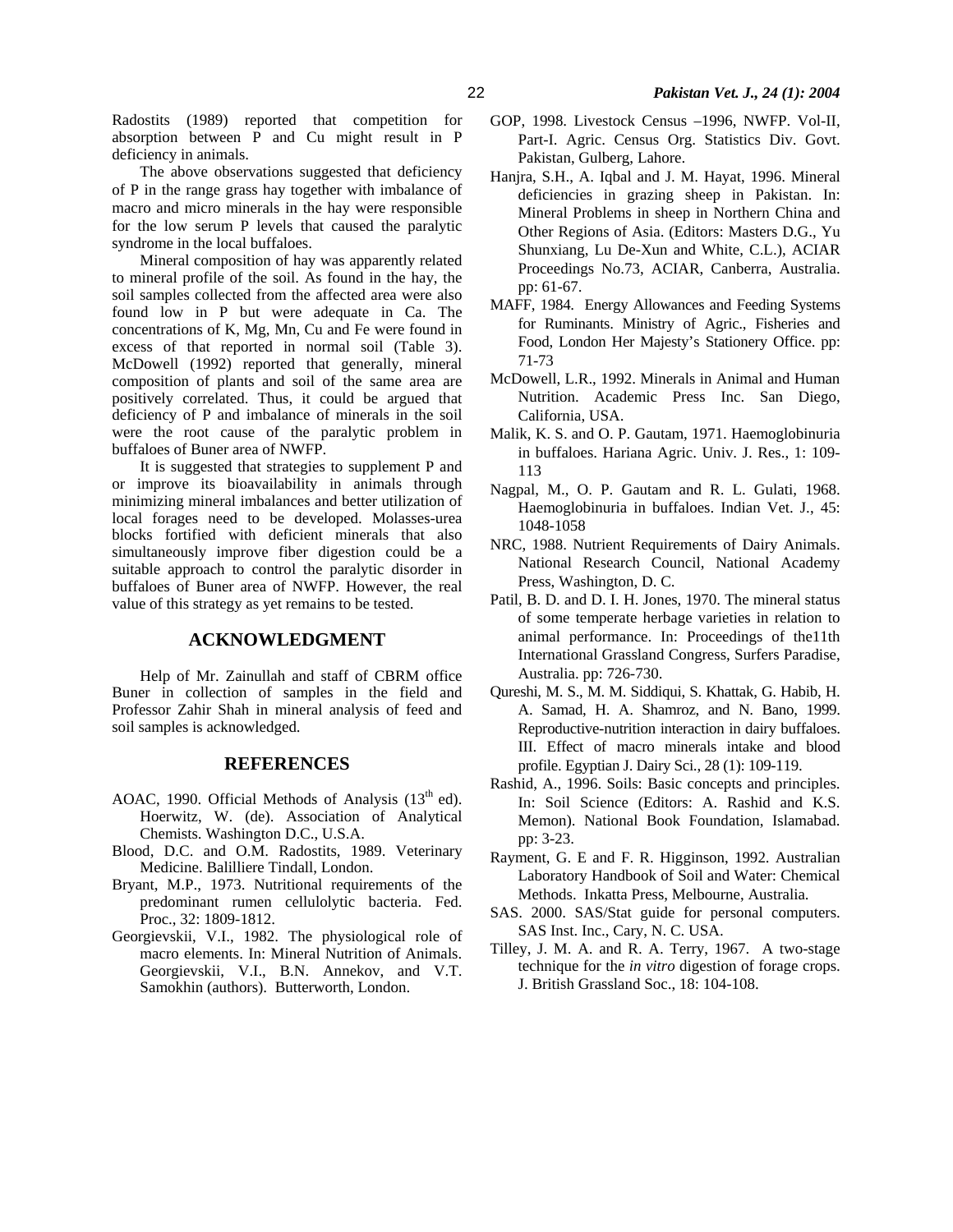Radostits (1989) reported that competition for absorption between P and Cu might result in P deficiency in animals.

The above observations suggested that deficiency of P in the range grass hay together with imbalance of macro and micro minerals in the hay were responsible for the low serum P levels that caused the paralytic syndrome in the local buffaloes.

Mineral composition of hay was apparently related to mineral profile of the soil. As found in the hay, the soil samples collected from the affected area were also found low in P but were adequate in Ca. The concentrations of K, Mg, Mn, Cu and Fe were found in excess of that reported in normal soil (Table 3). McDowell (1992) reported that generally, mineral composition of plants and soil of the same area are positively correlated. Thus, it could be argued that deficiency of P and imbalance of minerals in the soil were the root cause of the paralytic problem in buffaloes of Buner area of NWFP.

It is suggested that strategies to supplement P and or improve its bioavailability in animals through minimizing mineral imbalances and better utilization of local forages need to be developed. Molasses-urea blocks fortified with deficient minerals that also simultaneously improve fiber digestion could be a suitable approach to control the paralytic disorder in buffaloes of Buner area of NWFP. However, the real value of this strategy as yet remains to be tested.

## ACKNOWLEDGMENT

Help of Mr. Zainullah and staff of CBRM office Buner in collection of samples in the field and Professor Zahir Shah in mineral analysis of feed and soil samples is acknowledged.

## REFERENCES

AOAC, 1990. Official Methods of Analysis ($13^{th}$ ed). Hoerwitz, W. (de). Association of Analytical Chemists. Washington D.C., U.S.A.

Blood, D.C. and O.M. Radostits, 1989. Veterinary Medicine. Balilliere Tindall, London.

Bryant, M.P., 1973. Nutritional requirements of the predominant rumen cellulolytic bacteria. Fed. Proc., 32: 1809-1812.

Georgievskii, V.I., 1982. The physiological role of macro elements. In: Mineral Nutrition of Animals. Georgievskii, V.I., B.N. Annekov, and V.T. Samokhin (authors). Butterworth, London.

GOP, 1998. Livestock Census –1996, NWFP. Vol-II, Part-I. Agric. Census Org. Statistics Div. Govt. Pakistan, Gulberg, Lahore.

Hanjra, S.H., A. Iqbal and J. M. Hayat, 1996. Mineral deficiencies in grazing sheep in Pakistan. In: Mineral Problems in sheep in Northern China and Other Regions of Asia. (Editors: Masters D.G., Yu Shunxiang, Lu De-Xun and White, C.L.), ACIAR Proceedings No.73, ACIAR, Canberra, Australia. pp: 61-67.

MAFF, 1984. Energy Allowances and Feeding Systems for Ruminants. Ministry of Agric., Fisheries and Food, London Her Majesty's Stationery Office. pp: 71-73

McDowell, L.R., 1992. Minerals in Animal and Human Nutrition. Academic Press Inc. San Diego, California, USA.

Malik, K. S. and O. P. Gautam, 1971. Haemoglobinuria in buffaloes. Hariana Agric. Univ. J. Res., 1: 109-113

Nagpal, M., O. P. Gautam and R. L. Gulati, 1968. Haemoglobinuria in buffaloes. Indian Vet. J., 45: 1048-1058

NRC, 1988. Nutrient Requirements of Dairy Animals. National Research Council, National Academy Press, Washington, D. C.

Patil, B. D. and D. I. H. Jones, 1970. The mineral status of some temperate herbage varieties in relation to animal performance. In: Proceedings of the11th International Grassland Congress, Surfers Paradise, Australia. pp: 726-730.

Qureshi, M. S., M. M. Siddiqui, S. Khattak, G. Habib, H. A. Samad, H. A. Shamroz, and N. Bano, 1999. Reproductive-nutrition interaction in dairy buffaloes. III. Effect of macro minerals intake and blood profile. Egyptian J. Dairy Sci., 28 (1): 109-119.

Rashid, A., 1996. Soils: Basic concepts and principles. In: Soil Science (Editors: A. Rashid and K.S. Memon). National Book Foundation, Islamabad. pp: 3-23.

Rayment, G. E and F. R. Higginson, 1992. Australian Laboratory Handbook of Soil and Water: Chemical Methods. Inkatta Press, Melbourne, Australia.

SAS. 2000. SAS/Stat guide for personal computers. SAS Inst. Inc., Cary, N. C. USA.

Tilley, J. M. A. and R. A. Terry, 1967. A two-stage technique for the *in vitro* digestion of forage crops. J. British Grassland Soc., 18: 104-108.